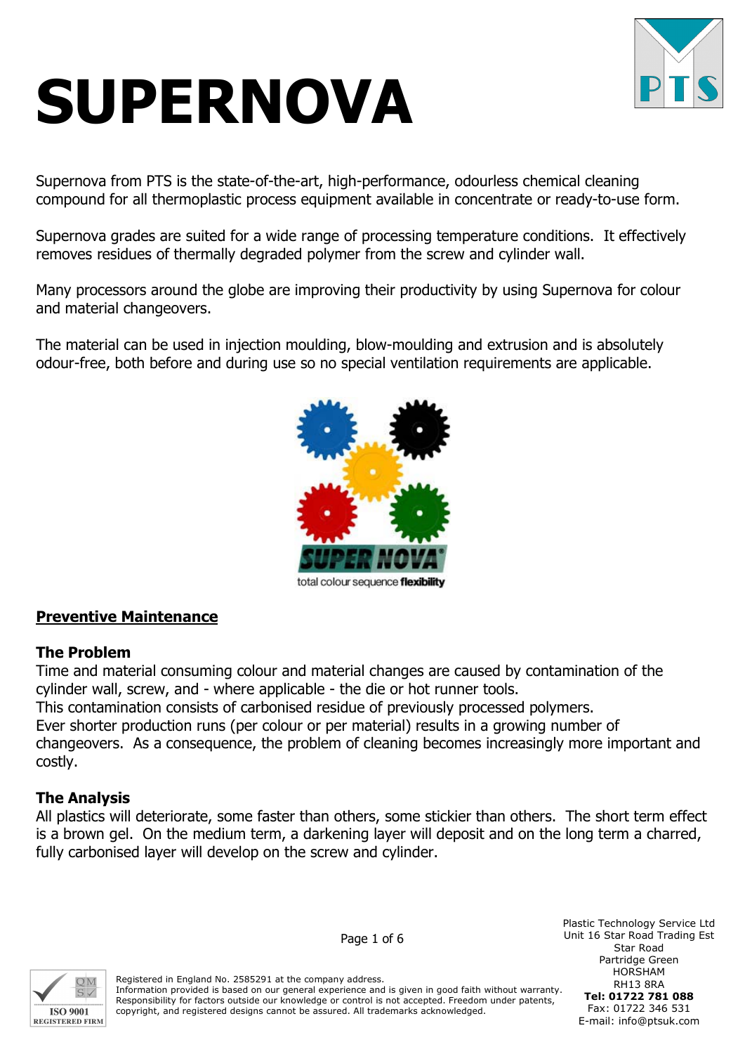# SUPERNOVA

Supernova from PTS is the state-of-the-art, high-performance, odourless chemical cleaning compound for all thermoplastic process equipment available in concentrate or ready-to-use form.

Supernova grades are suited for a wide range of processing temperature conditions. It effectively removes residues of thermally degraded polymer from the screw and cylinder wall.

Many processors around the globe are improving their productivity by using Supernova for colour and material changeovers.

The material can be used in injection moulding, blow-moulding and extrusion and is absolutely odour-free, both before and during use so no special ventilation requirements are applicable.

total colour sequence **flexibility**

## Preventive Maintenance

### The Problem

Time and material consuming colour and material changes are caused by contamination of the cylinder wall, screw, and - where applicable - the die or hot runner tools.
This contamination consists of carbonised residue of previously processed polymers.
Ever shorter production runs (per colour or per material) results in a growing number of changeovers. As a consequence, the problem of cleaning becomes increasingly more important and costly.

### The Analysis

All plastics will deteriorate, some faster than others, some stickier than others. The short term effect is a brown gel. On the medium term, a darkening layer will deposit and on the long term a charred, fully carbonised layer will develop on the screw and cylinder.

Registered in England No. 2585291 at the company address.
Information provided is based on our general experience and is given in good faith without warranty. Responsibility for factors outside our knowledge or control is not accepted. Freedom under patents, copyright, and registered designs cannot be assured. All trademarks acknowledged.

Plastic Technology Service Ltd
Unit 16 Star Road Trading Est
Star Road
Partridge Green
HORSHAM
RH13 8RA
**Tel: 01722 781 088**
Fax: 01722 346 531
E-mail: info@ptsuk.com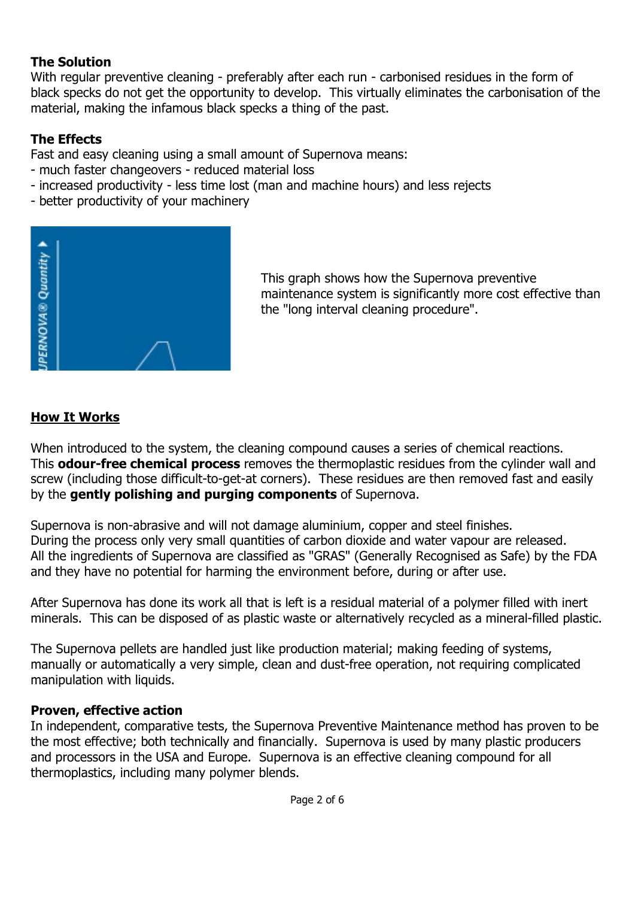**The Solution**

With regular preventive cleaning - preferably after each run - carbonised residues in the form of black specks do not get the opportunity to develop. This virtually eliminates the carbonisation of the material, making the infamous black specks a thing of the past.

**The Effects**

Fast and easy cleaning using a small amount of Supernova means:

- much faster changeovers - reduced material loss
- increased productivity - less time lost (man and machine hours) and less rejects
- better productivity of your machinery

This graph shows how the Supernova preventive maintenance system is significantly more cost effective than the "long interval cleaning procedure".

## How It Works

When introduced to the system, the cleaning compound causes a series of chemical reactions. This **odour-free chemical process** removes the thermoplastic residues from the cylinder wall and screw (including those difficult-to-get-at corners). These residues are then removed fast and easily by the **gently polishing and purging components** of Supernova.

Supernova is non-abrasive and will not damage aluminium, copper and steel finishes. During the process only very small quantities of carbon dioxide and water vapour are released. All the ingredients of Supernova are classified as "GRAS" (Generally Recognised as Safe) by the FDA and they have no potential for harming the environment before, during or after use.

After Supernova has done its work all that is left is a residual material of a polymer filled with inert minerals. This can be disposed of as plastic waste or alternatively recycled as a mineral-filled plastic.

The Supernova pellets are handled just like production material; making feeding of systems, manually or automatically a very simple, clean and dust-free operation, not requiring complicated manipulation with liquids.

**Proven, effective action**

In independent, comparative tests, the Supernova Preventive Maintenance method has proven to be the most effective; both technically and financially. Supernova is used by many plastic producers and processors in the USA and Europe. Supernova is an effective cleaning compound for all thermoplastics, including many polymer blends.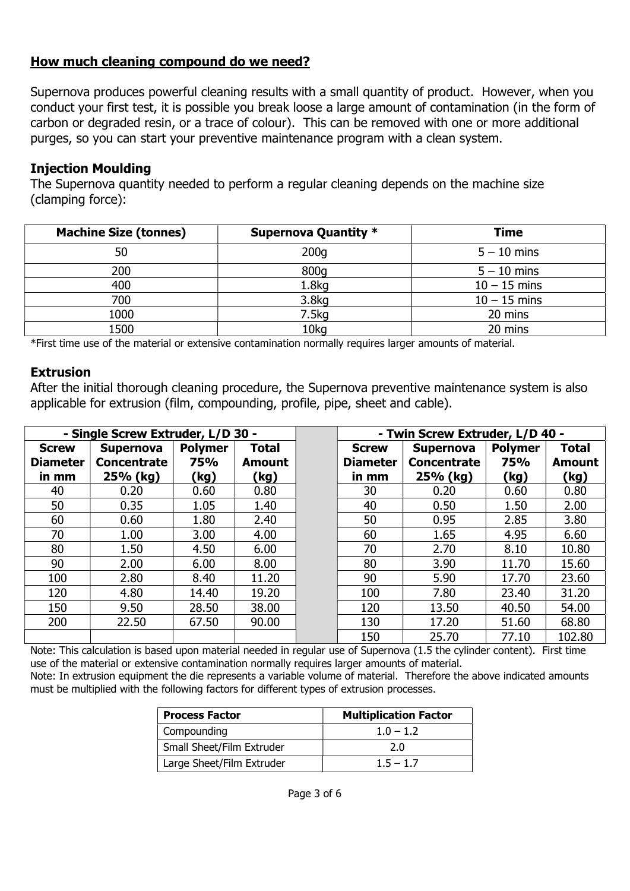## How much cleaning compound do we need?

Supernova produces powerful cleaning results with a small quantity of product. However, when you conduct your first test, it is possible you break loose a large amount of contamination (in the form of carbon or degraded resin, or a trace of colour). This can be removed with one or more additional purges, so you can start your preventive maintenance program with a clean system.

### Injection Moulding

The Supernova quantity needed to perform a regular cleaning depends on the machine size (clamping force):

| Machine Size (tonnes) | Supernova Quantity * | Time |
|---|---|---|
| 50 | 200g | 5 – 10 mins |
| 200 | 800g | 5 – 10 mins |
| 400 | 1.8kg | 10 – 15 mins |
| 700 | 3.8kg | 10 – 15 mins |
| 1000 | 7.5kg | 20 mins |
| 1500 | 10kg | 20 mins |

*First time use of the material or extensive contamination normally requires larger amounts of material.

### Extrusion

After the initial thorough cleaning procedure, the Supernova preventive maintenance system is also applicable for extrusion (film, compounding, profile, pipe, sheet and cable).

| - Single Screw Extruder, L/D 30 - | | | | | - Twin Screw Extruder, L/D 40 - | | | |
|---|---|---|---|---|---|---|---|---|
| Screw Diameter in mm | Supernova Concentrate 25% (kg) | Polymer 75% (kg) | Total Amount (kg) | | Screw Diameter in mm | Supernova Concentrate 25% (kg) | Polymer 75% (kg) | Total Amount (kg) |
| 40 | 0.20 | 0.60 | 0.80 | | 30 | 0.20 | 0.60 | 0.80 |
| 50 | 0.35 | 1.05 | 1.40 | | 40 | 0.50 | 1.50 | 2.00 |
| 60 | 0.60 | 1.80 | 2.40 | | 50 | 0.95 | 2.85 | 3.80 |
| 70 | 1.00 | 3.00 | 4.00 | | 60 | 1.65 | 4.95 | 6.60 |
| 80 | 1.50 | 4.50 | 6.00 | | 70 | 2.70 | 8.10 | 10.80 |
| 90 | 2.00 | 6.00 | 8.00 | | 80 | 3.90 | 11.70 | 15.60 |
| 100 | 2.80 | 8.40 | 11.20 | | 90 | 5.90 | 17.70 | 23.60 |
| 120 | 4.80 | 14.40 | 19.20 | | 100 | 7.80 | 23.40 | 31.20 |
| 150 | 9.50 | 28.50 | 38.00 | | 120 | 13.50 | 40.50 | 54.00 |
| 200 | 22.50 | 67.50 | 90.00 | | 130 | 17.20 | 51.60 | 68.80 |
| | | | | | 150 | 25.70 | 77.10 | 102.80 |

Note: This calculation is based upon material needed in regular use of Supernova (1.5 the cylinder content). First time use of the material or extensive contamination normally requires larger amounts of material.

Note: In extrusion equipment the die represents a variable volume of material. Therefore the above indicated amounts must be multiplied with the following factors for different types of extrusion processes.

| Process Factor | Multiplication Factor |
|---|---|
| Compounding | 1.0 – 1.2 |
| Small Sheet/Film Extruder | 2.0 |
| Large Sheet/Film Extruder | 1.5 – 1.7 |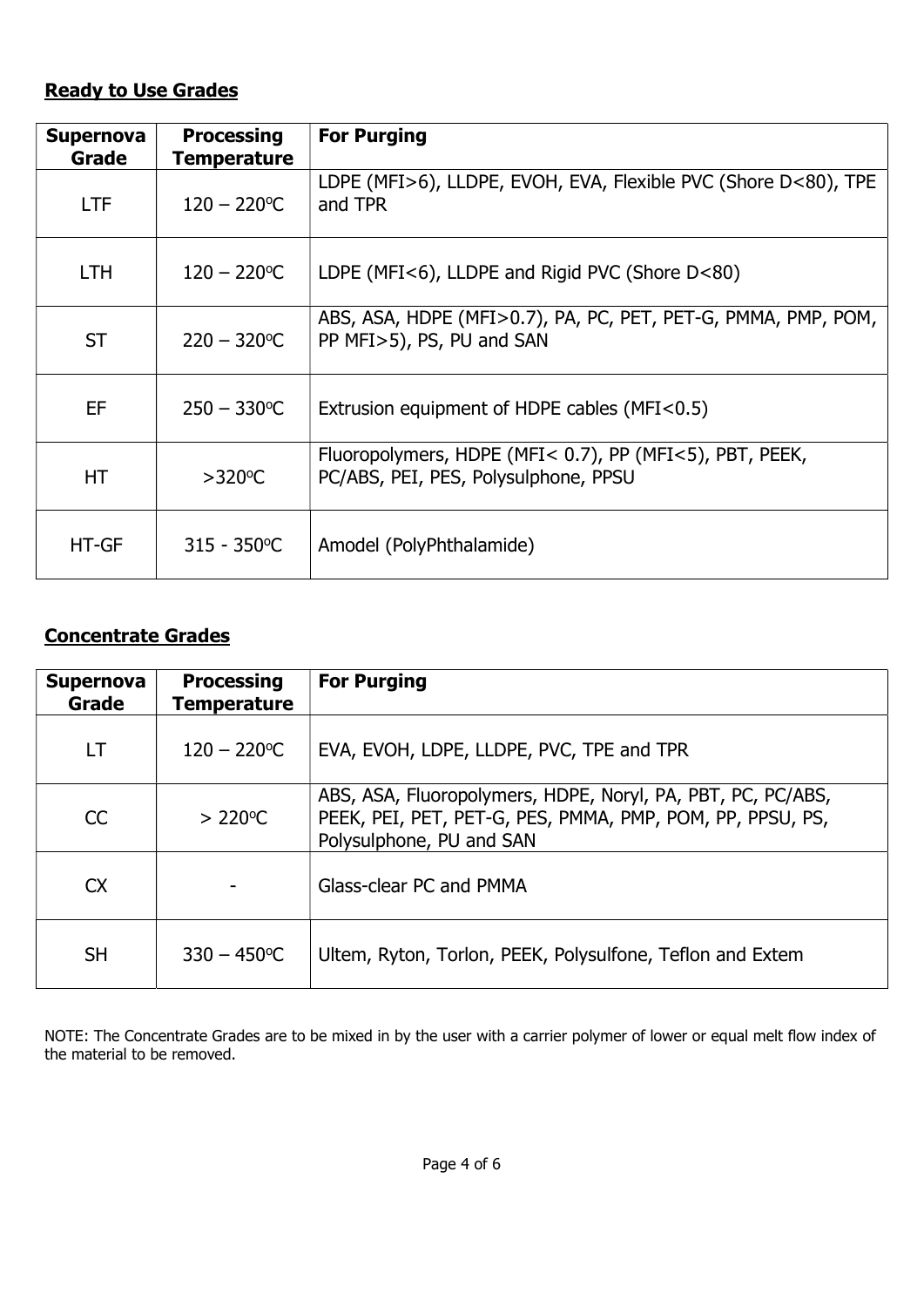**Ready to Use Grades**

| Supernova Grade | Processing Temperature | For Purging |
|---|---|---|
| LTF | 120 – 220°C | LDPE (MFI>6), LLDPE, EVOH, EVA, Flexible PVC (Shore D<80), TPE and TPR |
| LTH | 120 – 220°C | LDPE (MFI<6), LLDPE and Rigid PVC (Shore D<80) |
| ST | 220 – 320°C | ABS, ASA, HDPE (MFI>0.7), PA, PC, PET, PET-G, PMMA, PMP, POM, PP MFI>5), PS, PU and SAN |
| EF | 250 – 330°C | Extrusion equipment of HDPE cables (MFI<0.5) |
| HT | >320°C | Fluoropolymers, HDPE (MFI< 0.7), PP (MFI<5), PBT, PEEK, PC/ABS, PEI, PES, Polysulphone, PPSU |
| HT-GF | 315 - 350°C | Amodel (PolyPhthalamide) |

**Concentrate Grades**

| Supernova Grade | Processing Temperature | For Purging |
|---|---|---|
| LT | 120 – 220°C | EVA, EVOH, LDPE, LLDPE, PVC, TPE and TPR |
| CC | > 220°C | ABS, ASA, Fluoropolymers, HDPE, Noryl, PA, PBT, PC, PC/ABS, PEEK, PEI, PET, PET-G, PES, PMMA, PMP, POM, PP, PPSU, PS, Polysulphone, PU and SAN |
| CX | - | Glass-clear PC and PMMA |
| SH | 330 – 450°C | Ultem, Ryton, Torlon, PEEK, Polysulfone, Teflon and Extem |

NOTE: The Concentrate Grades are to be mixed in by the user with a carrier polymer of lower or equal melt flow index of the material to be removed.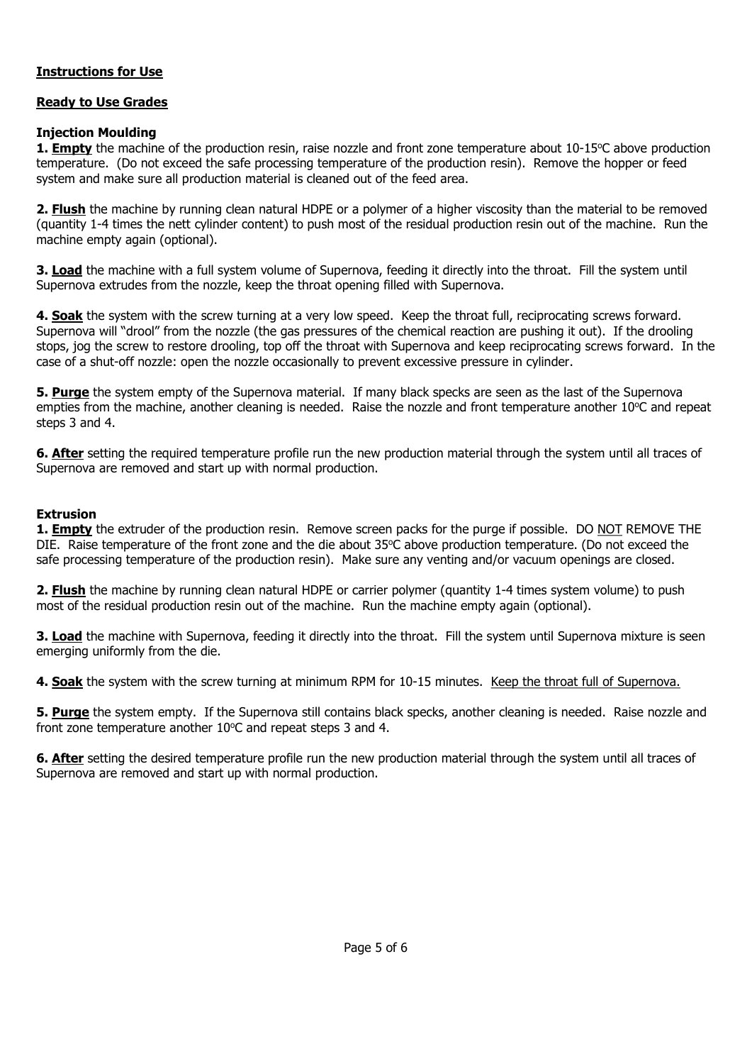## Instructions for Use

### Ready to Use Grades

### Injection Moulding

**1. <u>Empty</u>** the machine of the production resin, raise nozzle and front zone temperature about 10-15°C above production temperature. (Do not exceed the safe processing temperature of the production resin). Remove the hopper or feed system and make sure all production material is cleaned out of the feed area.

**2. <u>Flush</u>** the machine by running clean natural HDPE or a polymer of a higher viscosity than the material to be removed (quantity 1-4 times the nett cylinder content) to push most of the residual production resin out of the machine. Run the machine empty again (optional).

**3. <u>Load</u>** the machine with a full system volume of Supernova, feeding it directly into the throat. Fill the system until Supernova extrudes from the nozzle, keep the throat opening filled with Supernova.

**4. <u>Soak</u>** the system with the screw turning at a very low speed. Keep the throat full, reciprocating screws forward. Supernova will "drool" from the nozzle (the gas pressures of the chemical reaction are pushing it out). If the drooling stops, jog the screw to restore drooling, top off the throat with Supernova and keep reciprocating screws forward. In the case of a shut-off nozzle: open the nozzle occasionally to prevent excessive pressure in cylinder.

**5. <u>Purge</u>** the system empty of the Supernova material. If many black specks are seen as the last of the Supernova empties from the machine, another cleaning is needed. Raise the nozzle and front temperature another 10°C and repeat steps 3 and 4.

**6. <u>After</u>** setting the required temperature profile run the new production material through the system until all traces of Supernova are removed and start up with normal production.

### Extrusion

**1. <u>Empty</u>** the extruder of the production resin. Remove screen packs for the purge if possible. DO <u>NOT</u> REMOVE THE DIE. Raise temperature of the front zone and the die about 35°C above production temperature. (Do not exceed the safe processing temperature of the production resin). Make sure any venting and/or vacuum openings are closed.

**2. <u>Flush</u>** the machine by running clean natural HDPE or carrier polymer (quantity 1-4 times system volume) to push most of the residual production resin out of the machine. Run the machine empty again (optional).

**3. <u>Load</u>** the machine with Supernova, feeding it directly into the throat. Fill the system until Supernova mixture is seen emerging uniformly from the die.

**4. <u>Soak</u>** the system with the screw turning at minimum RPM for 10-15 minutes. <u>Keep the throat full of Supernova.</u>

**5. <u>Purge</u>** the system empty. If the Supernova still contains black specks, another cleaning is needed. Raise nozzle and front zone temperature another 10°C and repeat steps 3 and 4.

**6. <u>After</u>** setting the desired temperature profile run the new production material through the system until all traces of Supernova are removed and start up with normal production.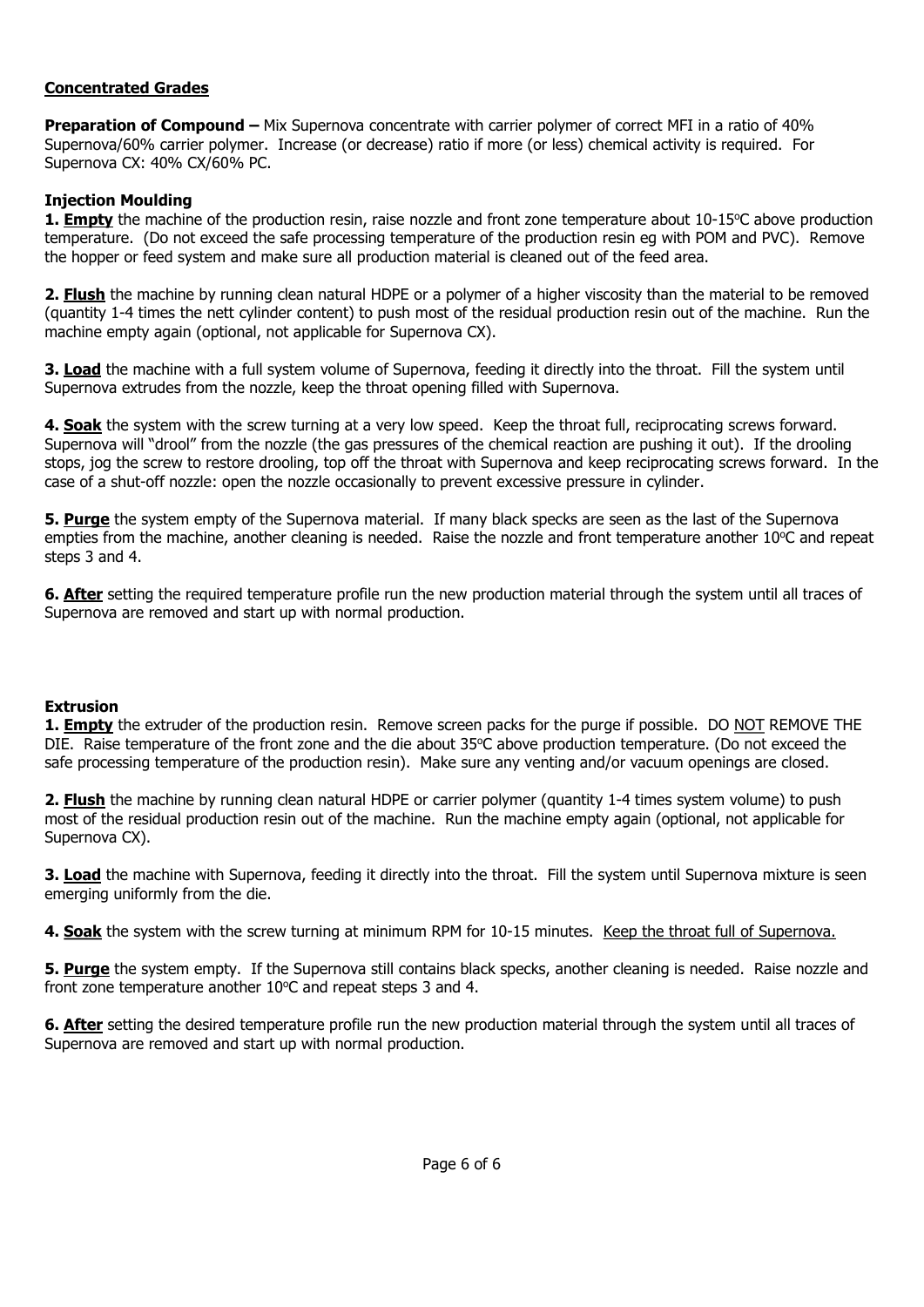## Concentrated Grades

**Preparation of Compound –** Mix Supernova concentrate with carrier polymer of correct MFI in a ratio of 40% Supernova/60% carrier polymer. Increase (or decrease) ratio if more (or less) chemical activity is required. For Supernova CX: 40% CX/60% PC.

### Injection Moulding

**1. Empty** the machine of the production resin, raise nozzle and front zone temperature about 10-15°C above production temperature. (Do not exceed the safe processing temperature of the production resin eg with POM and PVC). Remove the hopper or feed system and make sure all production material is cleaned out of the feed area.

**2. Flush** the machine by running clean natural HDPE or a polymer of a higher viscosity than the material to be removed (quantity 1-4 times the nett cylinder content) to push most of the residual production resin out of the machine. Run the machine empty again (optional, not applicable for Supernova CX).

**3. Load** the machine with a full system volume of Supernova, feeding it directly into the throat. Fill the system until Supernova extrudes from the nozzle, keep the throat opening filled with Supernova.

**4. Soak** the system with the screw turning at a very low speed. Keep the throat full, reciprocating screws forward. Supernova will "drool" from the nozzle (the gas pressures of the chemical reaction are pushing it out). If the drooling stops, jog the screw to restore drooling, top off the throat with Supernova and keep reciprocating screws forward. In the case of a shut-off nozzle: open the nozzle occasionally to prevent excessive pressure in cylinder.

**5. Purge** the system empty of the Supernova material. If many black specks are seen as the last of the Supernova empties from the machine, another cleaning is needed. Raise the nozzle and front temperature another 10°C and repeat steps 3 and 4.

**6. After** setting the required temperature profile run the new production material through the system until all traces of Supernova are removed and start up with normal production.

### Extrusion

**1. Empty** the extruder of the production resin. Remove screen packs for the purge if possible. DO NOT REMOVE THE DIE. Raise temperature of the front zone and the die about 35°C above production temperature. (Do not exceed the safe processing temperature of the production resin). Make sure any venting and/or vacuum openings are closed.

**2. Flush** the machine by running clean natural HDPE or carrier polymer (quantity 1-4 times system volume) to push most of the residual production resin out of the machine. Run the machine empty again (optional, not applicable for Supernova CX).

**3. Load** the machine with Supernova, feeding it directly into the throat. Fill the system until Supernova mixture is seen emerging uniformly from the die.

**4. Soak** the system with the screw turning at minimum RPM for 10-15 minutes. Keep the throat full of Supernova.

**5. Purge** the system empty. If the Supernova still contains black specks, another cleaning is needed. Raise nozzle and front zone temperature another 10°C and repeat steps 3 and 4.

**6. After** setting the desired temperature profile run the new production material through the system until all traces of Supernova are removed and start up with normal production.